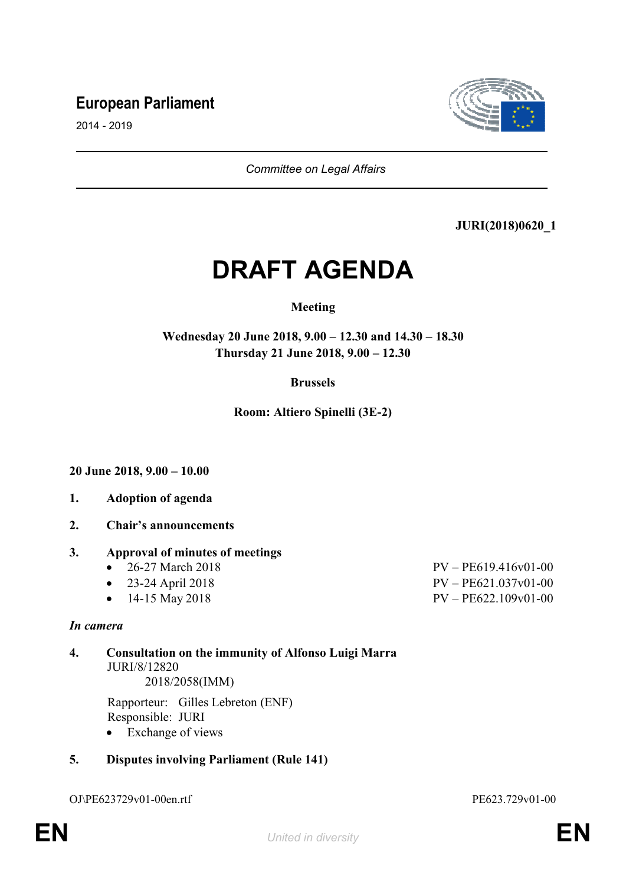**European Parliament**

2014 - 2019

*Committee on Legal Affairs*

**JURI(2018)0620_1**

# DRAFT AGENDA

**Meeting**

**Wednesday 20 June 2018, 9.00 – 12.30 and 14.30 – 18.30**
**Thursday 21 June 2018, 9.00 – 12.30**

**Brussels**

**Room: Altiero Spinelli (3E-2)**

**20 June 2018, 9.00 – 10.00**

**1. Adoption of agenda**

**2. Chair's announcements**

**3. Approval of minutes of meetings**

- 26-27 March 2018 — PV – PE619.416v01-00
- 23-24 April 2018 — PV – PE621.037v01-00
- 14-15 May 2018 — PV – PE622.109v01-00

***In camera***

**4. Consultation on the immunity of Alfonso Luigi Marra**

JURI/8/12820
2018/2058(IMM)

Rapporteur: Gilles Lebreton (ENF)
Responsible: JURI

- Exchange of views

**5. Disputes involving Parliament (Rule 141)**

OJ\PE623729v01-00en.rtf — PE623.729v01-00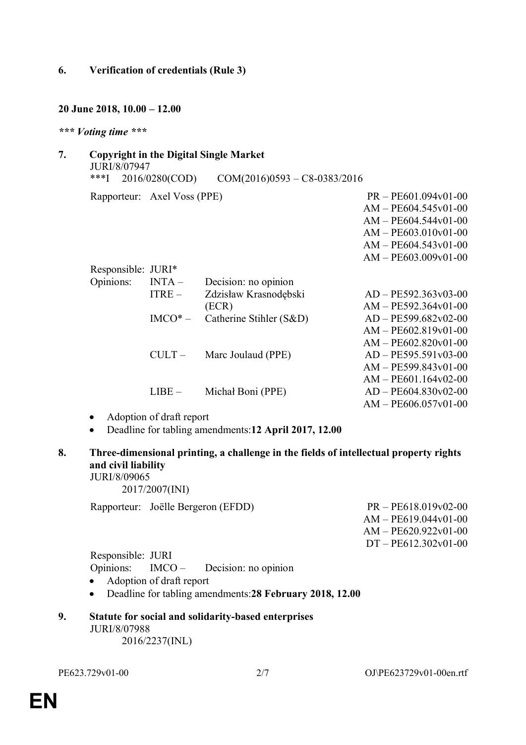**6. Verification of credentials (Rule 3)**

**20 June 2018, 10.00 – 12.00**

***\*\*\* Voting time \*\*\****

**7. Copyright in the Digital Single Market**

JURI/8/07947
***I 2016/0280(COD) COM(2016)0593 – C8-0383/2016

| | | | |
|---|---|---|---|
| Rapporteur: | Axel Voss (PPE) | | PR – PE601.094v01-00<br>AM – PE604.545v01-00<br>AM – PE604.544v01-00<br>AM – PE603.010v01-00<br>AM – PE604.543v01-00<br>AM – PE603.009v01-00 |
| Responsible: | JURI* | | |
| Opinions: | INTA – | Decision: no opinion | |
| | ITRE – | Zdzisław Krasnodębski (ECR) | AD – PE592.363v03-00<br>AM – PE592.364v01-00 |
| | IMCO* – | Catherine Stihler (S&D) | AD – PE599.682v02-00<br>AM – PE602.819v01-00<br>AM – PE602.820v01-00 |
| | CULT – | Marc Joulaud (PPE) | AD – PE595.591v03-00<br>AM – PE599.843v01-00<br>AM – PE601.164v02-00 |
| | LIBE – | Michał Boni (PPE) | AD – PE604.830v02-00<br>AM – PE606.057v01-00 |

- Adoption of draft report
- Deadline for tabling amendments:**12 April 2017, 12.00**

**8. Three-dimensional printing, a challenge in the fields of intellectual property rights and civil liability**

JURI/8/09065
2017/2007(INI)

| | | | |
|---|---|---|---|
| Rapporteur: | Joëlle Bergeron (EFDD) | | PR – PE618.019v02-00<br>AM – PE619.044v01-00<br>AM – PE620.922v01-00<br>DT – PE612.302v01-00 |
| Responsible: | JURI | | |
| Opinions: | IMCO – | Decision: no opinion | |

- Adoption of draft report
- Deadline for tabling amendments:**28 February 2018, 12.00**

**9. Statute for social and solidarity-based enterprises**

JURI/8/07988
2016/2237(INL)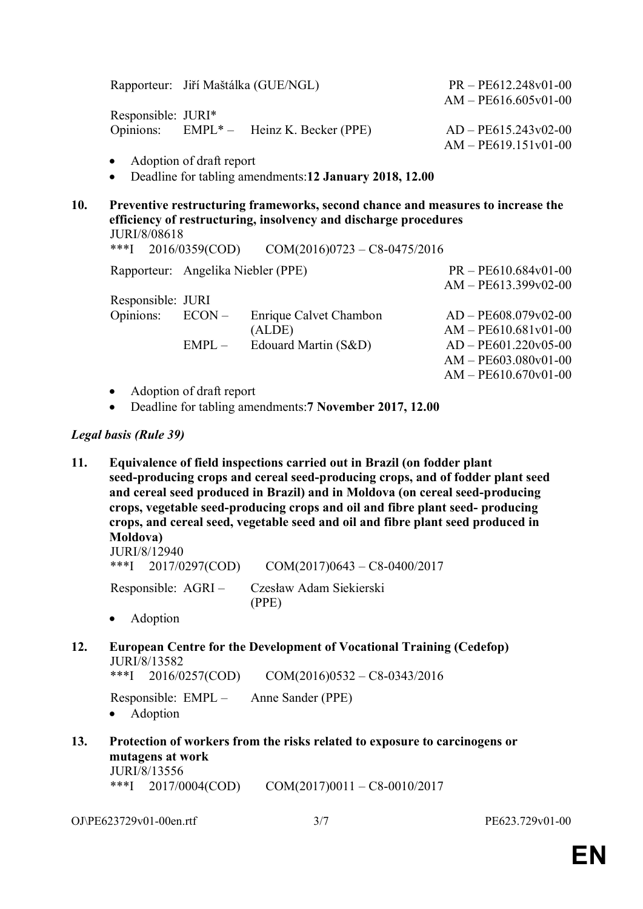Rapporteur: Jiří Maštálka (GUE/NGL) PR – PE612.248v01-00
AM – PE616.605v01-00

Responsible: JURI*
Opinions: EMPL* – Heinz K. Becker (PPE) AD – PE615.243v02-00
AM – PE619.151v01-00

- Adoption of draft report
- Deadline for tabling amendments:**12 January 2018, 12.00**

**10. Preventive restructuring frameworks, second chance and measures to increase the efficiency of restructuring, insolvency and discharge procedures**

JURI/8/08618
***I 2016/0359(COD) COM(2016)0723 – C8-0475/2016

Rapporteur: Angelika Niebler (PPE) PR – PE610.684v01-00
AM – PE613.399v02-00

Responsible: JURI
Opinions: ECON – Enrique Calvet Chambon (ALDE) AD – PE608.079v02-00
AM – PE610.681v01-00
EMPL – Edouard Martin (S&D) AD – PE601.220v05-00
AM – PE603.080v01-00
AM – PE610.670v01-00

- Adoption of draft report
- Deadline for tabling amendments:**7 November 2017, 12.00**

***Legal basis (Rule 39)***

**11. Equivalence of field inspections carried out in Brazil (on fodder plant seed-producing crops and cereal seed-producing crops, and of fodder plant seed and cereal seed produced in Brazil) and in Moldova (on cereal seed-producing crops, vegetable seed-producing crops and oil and fibre plant seed- producing crops, and cereal seed, vegetable seed and oil and fibre plant seed produced in Moldova)**

JURI/8/12940
***I 2017/0297(COD) COM(2017)0643 – C8-0400/2017

Responsible: AGRI – Czesław Adam Siekierski (PPE)

- Adoption

**12. European Centre for the Development of Vocational Training (Cedefop)**

JURI/8/13582
***I 2016/0257(COD) COM(2016)0532 – C8-0343/2016

Responsible: EMPL – Anne Sander (PPE)

- Adoption

**13. Protection of workers from the risks related to exposure to carcinogens or mutagens at work**

JURI/8/13556
***I 2017/0004(COD) COM(2017)0011 – C8-0010/2017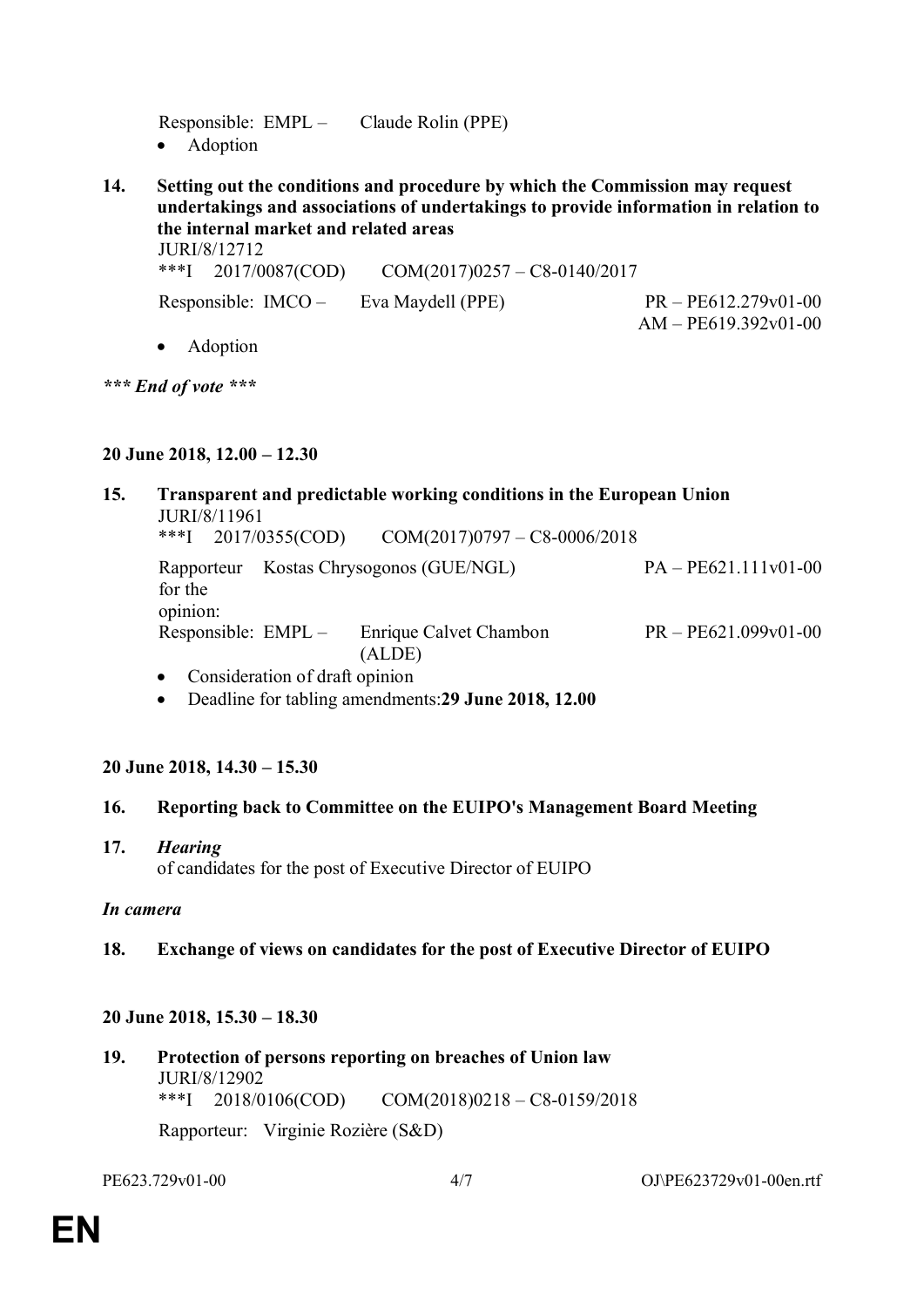Responsible: EMPL – Claude Rolin (PPE)

- Adoption

**14. Setting out the conditions and procedure by which the Commission may request undertakings and associations of undertakings to provide information in relation to the internal market and related areas**

JURI/8/12712

***I 2017/0087(COD) COM(2017)0257 – C8-0140/2017

Responsible: IMCO – Eva Maydell (PPE) PR – PE612.279v01-00
AM – PE619.392v01-00

- Adoption

***\*\*\* End of vote \*\*\****

**20 June 2018, 12.00 – 12.30**

**15. Transparent and predictable working conditions in the European Union**

JURI/8/11961

***I 2017/0355(COD) COM(2017)0797 – C8-0006/2018

Rapporteur for the opinion: Kostas Chrysogonos (GUE/NGL) PA – PE621.111v01-00

Responsible: EMPL – Enrique Calvet Chambon (ALDE) PR – PE621.099v01-00

- Consideration of draft opinion
- Deadline for tabling amendments: **29 June 2018, 12.00**

**20 June 2018, 14.30 – 15.30**

**16. Reporting back to Committee on the EUIPO's Management Board Meeting**

**17. *Hearing***

of candidates for the post of Executive Director of EUIPO

***In camera***

**18. Exchange of views on candidates for the post of Executive Director of EUIPO**

**20 June 2018, 15.30 – 18.30**

**19. Protection of persons reporting on breaches of Union law**

JURI/8/12902

***I 2018/0106(COD) COM(2018)0218 – C8-0159/2018

Rapporteur: Virginie Rozière (S&D)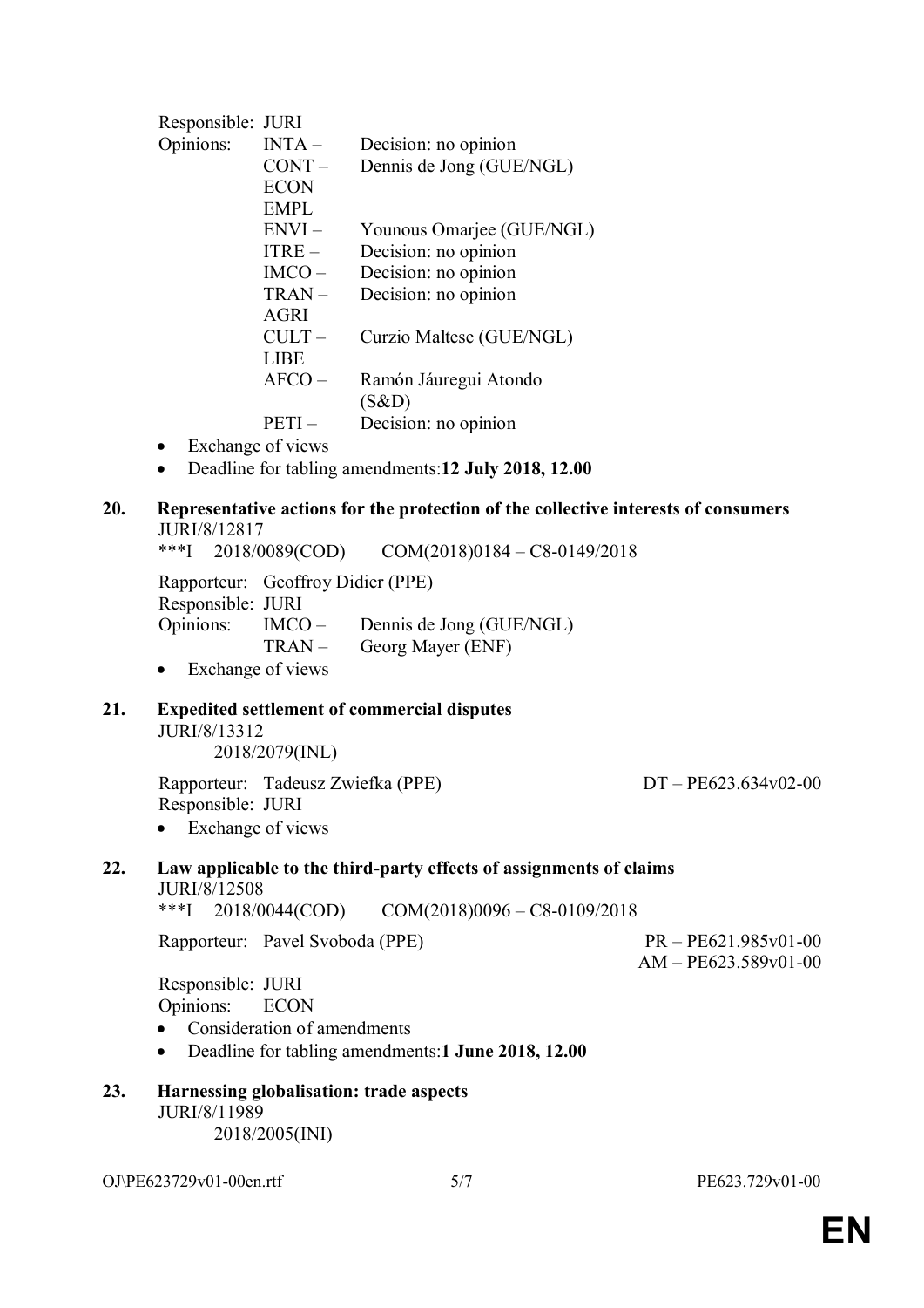Responsible: JURI

Opinions:

| | |
|---|---|
| INTA – | Decision: no opinion |
| CONT – | Dennis de Jong (GUE/NGL) |
| ECON | |
| EMPL | |
| ENVI – | Younous Omarjee (GUE/NGL) |
| ITRE – | Decision: no opinion |
| IMCO – | Decision: no opinion |
| TRAN – | Decision: no opinion |
| AGRI | |
| CULT – | Curzio Maltese (GUE/NGL) |
| LIBE | |
| AFCO – | Ramón Jáuregui Atondo (S&D) |
| PETI – | Decision: no opinion |

- Exchange of views
- Deadline for tabling amendments:**12 July 2018, 12.00**

**20. Representative actions for the protection of the collective interests of consumers**

JURI/8/12817

\*\*\*I 2018/0089(COD) COM(2018)0184 – C8-0149/2018

Rapporteur: Geoffroy Didier (PPE)

Responsible: JURI

Opinions:

| | |
|---|---|
| IMCO – | Dennis de Jong (GUE/NGL) |
| TRAN – | Georg Mayer (ENF) |

- Exchange of views

**21. Expedited settlement of commercial disputes**

JURI/8/13312

2018/2079(INL)

Rapporteur: Tadeusz Zwiefka (PPE) DT – PE623.634v02-00

Responsible: JURI

- Exchange of views

**22. Law applicable to the third-party effects of assignments of claims**

JURI/8/12508

\*\*\*I 2018/0044(COD) COM(2018)0096 – C8-0109/2018

Rapporteur: Pavel Svoboda (PPE) PR – PE621.985v01-00 AM – PE623.589v01-00

Responsible: JURI

Opinions: ECON

- Consideration of amendments
- Deadline for tabling amendments:**1 June 2018, 12.00**

**23. Harnessing globalisation: trade aspects**

JURI/8/11989

2018/2005(INI)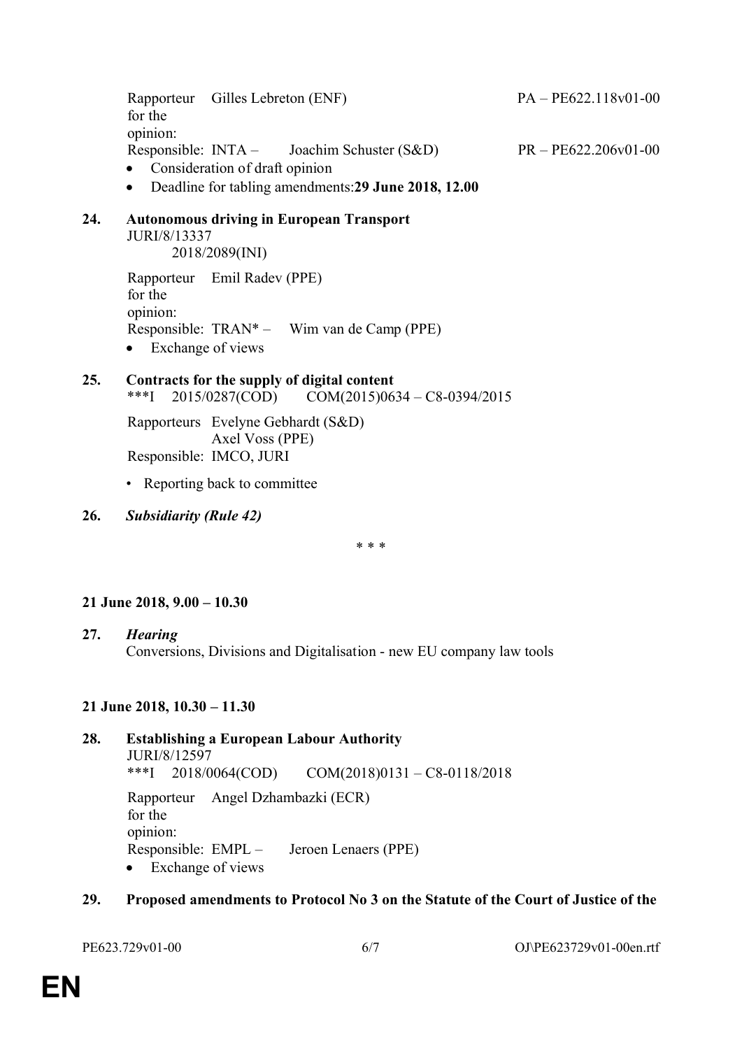Rapporteur for the opinion: Gilles Lebreton (ENF) PA – PE622.118v01-00

Responsible: INTA – Joachim Schuster (S&D) PR – PE622.206v01-00

- Consideration of draft opinion
- Deadline for tabling amendments: **29 June 2018, 12.00**

**24. Autonomous driving in European Transport**

JURI/8/13337

2018/2089(INI)

Rapporteur for the opinion: Emil Radev (PPE)

Responsible: TRAN* – Wim van de Camp (PPE)

- Exchange of views

**25. Contracts for the supply of digital content**

***I 2015/0287(COD) COM(2015)0634 – C8-0394/2015

Rapporteurs Evelyne Gebhardt (S&D)
Axel Voss (PPE)

Responsible: IMCO, JURI

- Reporting back to committee

**26.** ***Subsidiarity (Rule 42)***

* * *

**21 June 2018, 9.00 – 10.30**

**27.** ***Hearing***

Conversions, Divisions and Digitalisation - new EU company law tools

**21 June 2018, 10.30 – 11.30**

**28. Establishing a European Labour Authority**

JURI/8/12597

***I 2018/0064(COD) COM(2018)0131 – C8-0118/2018

Rapporteur for the opinion: Angel Dzhambazki (ECR)

Responsible: EMPL – Jeroen Lenaers (PPE)

- Exchange of views

**29. Proposed amendments to Protocol No 3 on the Statute of the Court of Justice of the**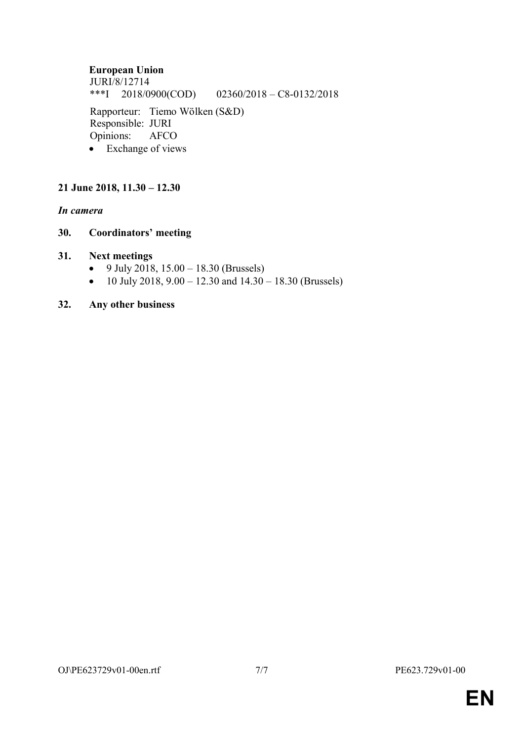**European Union**
JURI/8/12714
***I 2018/0900(COD) 02360/2018 – C8-0132/2018

Rapporteur: Tiemo Wölken (S&D)
Responsible: JURI
Opinions: AFCO

- Exchange of views

**21 June 2018, 11.30 – 12.30**

***In camera***

**30. Coordinators' meeting**

**31. Next meetings**

- 9 July 2018, 15.00 – 18.30 (Brussels)
- 10 July 2018, 9.00 – 12.30 and 14.30 – 18.30 (Brussels)

**32. Any other business**